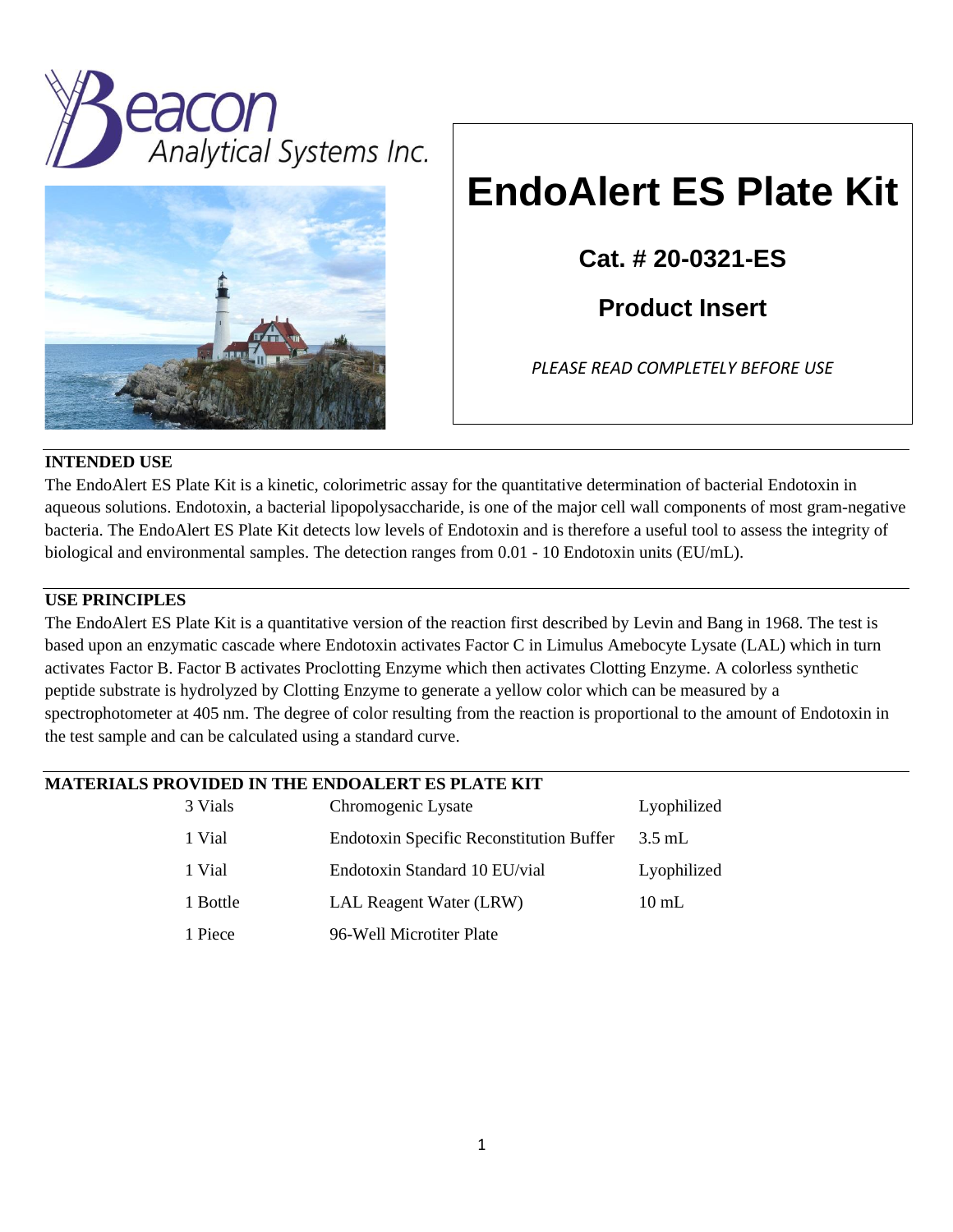Beacon Analytical Systems Inc.

# EndoAlert ES Plate Kit

**Cat. # 20-0321-ES**

**Product Insert**

*PLEASE READ COMPLETELY BEFORE USE*

## INTENDED USE

The EndoAlert ES Plate Kit is a kinetic, colorimetric assay for the quantitative determination of bacterial Endotoxin in aqueous solutions. Endotoxin, a bacterial lipopolysaccharide, is one of the major cell wall components of most gram-negative bacteria. The EndoAlert ES Plate Kit detects low levels of Endotoxin and is therefore a useful tool to assess the integrity of biological and environmental samples. The detection ranges from 0.01 - 10 Endotoxin units (EU/mL).

## USE PRINCIPLES

The EndoAlert ES Plate Kit is a quantitative version of the reaction first described by Levin and Bang in 1968. The test is based upon an enzymatic cascade where Endotoxin activates Factor C in Limulus Amebocyte Lysate (LAL) which in turn activates Factor B. Factor B activates Proclotting Enzyme which then activates Clotting Enzyme. A colorless synthetic peptide substrate is hydrolyzed by Clotting Enzyme to generate a yellow color which can be measured by a spectrophotometer at 405 nm. The degree of color resulting from the reaction is proportional to the amount of Endotoxin in the test sample and can be calculated using a standard curve.

## MATERIALS PROVIDED IN THE ENDOALERT ES PLATE KIT

| Quantity | Material | Form/Volume |
|---|---|---|
| 3 Vials | Chromogenic Lysate | Lyophilized |
| 1 Vial | Endotoxin Specific Reconstitution Buffer | 3.5 mL |
| 1 Vial | Endotoxin Standard 10 EU/vial | Lyophilized |
| 1 Bottle | LAL Reagent Water (LRW) | 10 mL |
| 1 Piece | 96-Well Microtiter Plate | |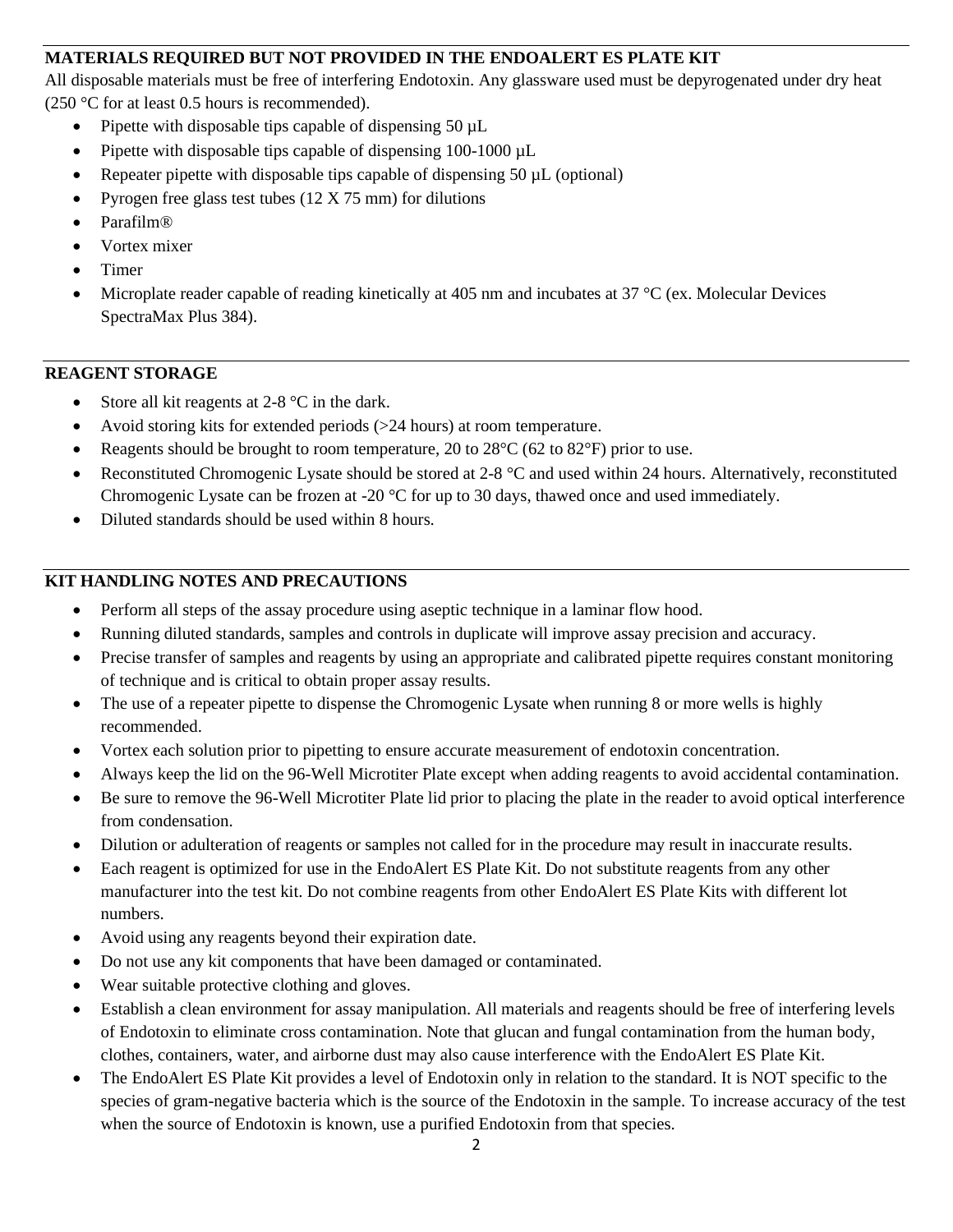## MATERIALS REQUIRED BUT NOT PROVIDED IN THE ENDOALERT ES PLATE KIT

All disposable materials must be free of interfering Endotoxin. Any glassware used must be depyrogenated under dry heat (250 °C for at least 0.5 hours is recommended).

- Pipette with disposable tips capable of dispensing 50 µL
- Pipette with disposable tips capable of dispensing 100-1000 µL
- Repeater pipette with disposable tips capable of dispensing 50 µL (optional)
- Pyrogen free glass test tubes (12 X 75 mm) for dilutions
- Parafilm®
- Vortex mixer
- Timer
- Microplate reader capable of reading kinetically at 405 nm and incubates at 37 °C (ex. Molecular Devices SpectraMax Plus 384).

## REAGENT STORAGE

- Store all kit reagents at 2-8 °C in the dark.
- Avoid storing kits for extended periods (>24 hours) at room temperature.
- Reagents should be brought to room temperature, 20 to 28°C (62 to 82°F) prior to use.
- Reconstituted Chromogenic Lysate should be stored at 2-8 °C and used within 24 hours. Alternatively, reconstituted Chromogenic Lysate can be frozen at -20 °C for up to 30 days, thawed once and used immediately.
- Diluted standards should be used within 8 hours.

## KIT HANDLING NOTES AND PRECAUTIONS

- Perform all steps of the assay procedure using aseptic technique in a laminar flow hood.
- Running diluted standards, samples and controls in duplicate will improve assay precision and accuracy.
- Precise transfer of samples and reagents by using an appropriate and calibrated pipette requires constant monitoring of technique and is critical to obtain proper assay results.
- The use of a repeater pipette to dispense the Chromogenic Lysate when running 8 or more wells is highly recommended.
- Vortex each solution prior to pipetting to ensure accurate measurement of endotoxin concentration.
- Always keep the lid on the 96-Well Microtiter Plate except when adding reagents to avoid accidental contamination.
- Be sure to remove the 96-Well Microtiter Plate lid prior to placing the plate in the reader to avoid optical interference from condensation.
- Dilution or adulteration of reagents or samples not called for in the procedure may result in inaccurate results.
- Each reagent is optimized for use in the EndoAlert ES Plate Kit. Do not substitute reagents from any other manufacturer into the test kit. Do not combine reagents from other EndoAlert ES Plate Kits with different lot numbers.
- Avoid using any reagents beyond their expiration date.
- Do not use any kit components that have been damaged or contaminated.
- Wear suitable protective clothing and gloves.
- Establish a clean environment for assay manipulation. All materials and reagents should be free of interfering levels of Endotoxin to eliminate cross contamination. Note that glucan and fungal contamination from the human body, clothes, containers, water, and airborne dust may also cause interference with the EndoAlert ES Plate Kit.
- The EndoAlert ES Plate Kit provides a level of Endotoxin only in relation to the standard. It is NOT specific to the species of gram-negative bacteria which is the source of the Endotoxin in the sample. To increase accuracy of the test when the source of Endotoxin is known, use a purified Endotoxin from that species.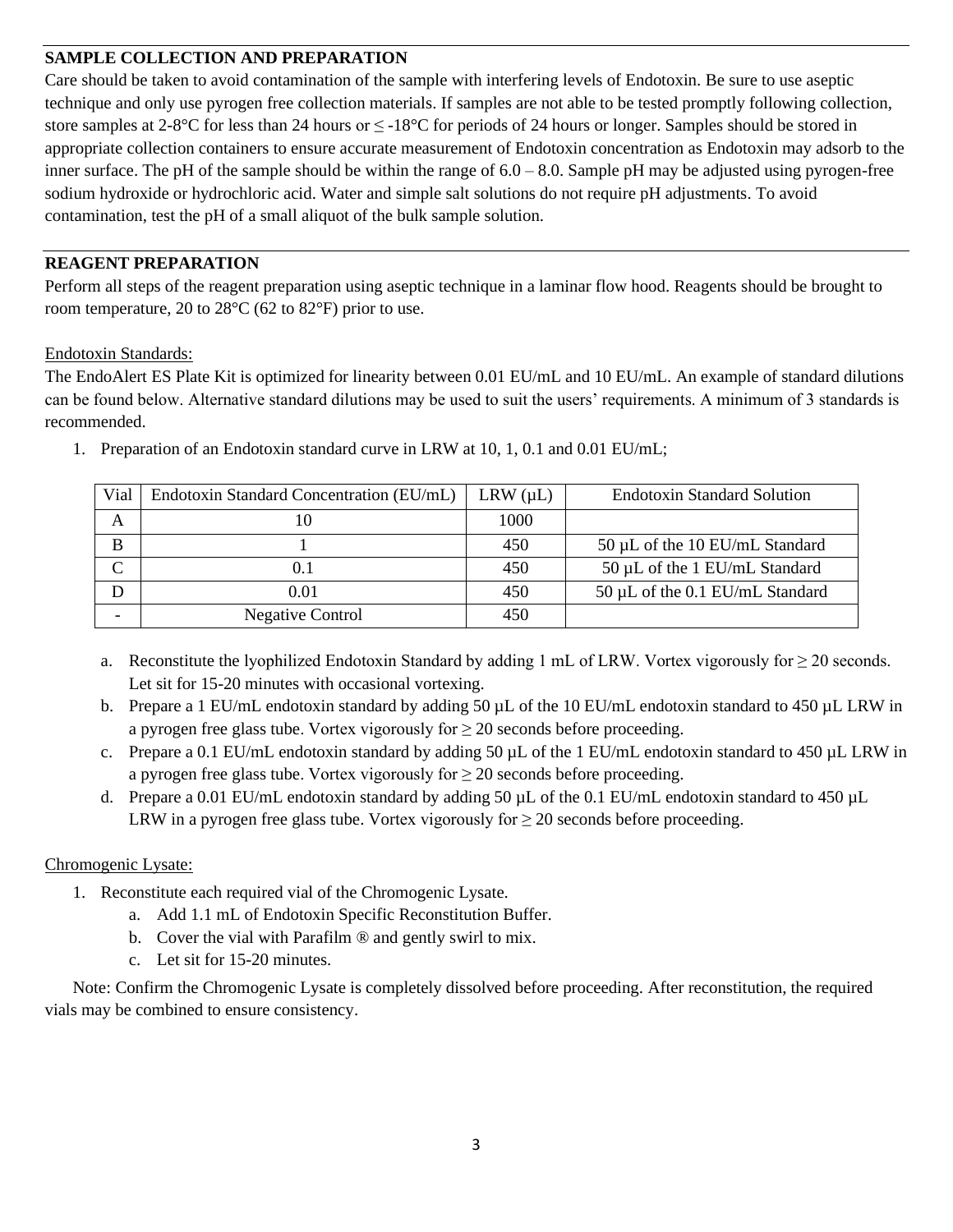## SAMPLE COLLECTION AND PREPARATION

Care should be taken to avoid contamination of the sample with interfering levels of Endotoxin. Be sure to use aseptic technique and only use pyrogen free collection materials. If samples are not able to be tested promptly following collection, store samples at 2-8°C for less than 24 hours or ≤ -18°C for periods of 24 hours or longer. Samples should be stored in appropriate collection containers to ensure accurate measurement of Endotoxin concentration as Endotoxin may adsorb to the inner surface. The pH of the sample should be within the range of 6.0 – 8.0. Sample pH may be adjusted using pyrogen-free sodium hydroxide or hydrochloric acid. Water and simple salt solutions do not require pH adjustments. To avoid contamination, test the pH of a small aliquot of the bulk sample solution.

## REAGENT PREPARATION

Perform all steps of the reagent preparation using aseptic technique in a laminar flow hood. Reagents should be brought to room temperature, 20 to 28°C (62 to 82°F) prior to use.

Endotoxin Standards:

The EndoAlert ES Plate Kit is optimized for linearity between 0.01 EU/mL and 10 EU/mL. An example of standard dilutions can be found below. Alternative standard dilutions may be used to suit the users' requirements. A minimum of 3 standards is recommended.

1. Preparation of an Endotoxin standard curve in LRW at 10, 1, 0.1 and 0.01 EU/mL;

| Vial | Endotoxin Standard Concentration (EU/mL) | LRW (µL) | Endotoxin Standard Solution |
|---|---|---|---|
| A | 10 | 1000 | |
| B | 1 | 450 | 50 µL of the 10 EU/mL Standard |
| C | 0.1 | 450 | 50 µL of the 1 EU/mL Standard |
| D | 0.01 | 450 | 50 µL of the 0.1 EU/mL Standard |
| - | Negative Control | 450 | |

   a. Reconstitute the lyophilized Endotoxin Standard by adding 1 mL of LRW. Vortex vigorously for ≥ 20 seconds. Let sit for 15-20 minutes with occasional vortexing.
   b. Prepare a 1 EU/mL endotoxin standard by adding 50 µL of the 10 EU/mL endotoxin standard to 450 µL LRW in a pyrogen free glass tube. Vortex vigorously for ≥ 20 seconds before proceeding.
   c. Prepare a 0.1 EU/mL endotoxin standard by adding 50 µL of the 1 EU/mL endotoxin standard to 450 µL LRW in a pyrogen free glass tube. Vortex vigorously for ≥ 20 seconds before proceeding.
   d. Prepare a 0.01 EU/mL endotoxin standard by adding 50 µL of the 0.1 EU/mL endotoxin standard to 450 µL LRW in a pyrogen free glass tube. Vortex vigorously for ≥ 20 seconds before proceeding.

Chromogenic Lysate:

1. Reconstitute each required vial of the Chromogenic Lysate.
   a. Add 1.1 mL of Endotoxin Specific Reconstitution Buffer.
   b. Cover the vial with Parafilm ® and gently swirl to mix.
   c. Let sit for 15-20 minutes.

Note: Confirm the Chromogenic Lysate is completely dissolved before proceeding. After reconstitution, the required vials may be combined to ensure consistency.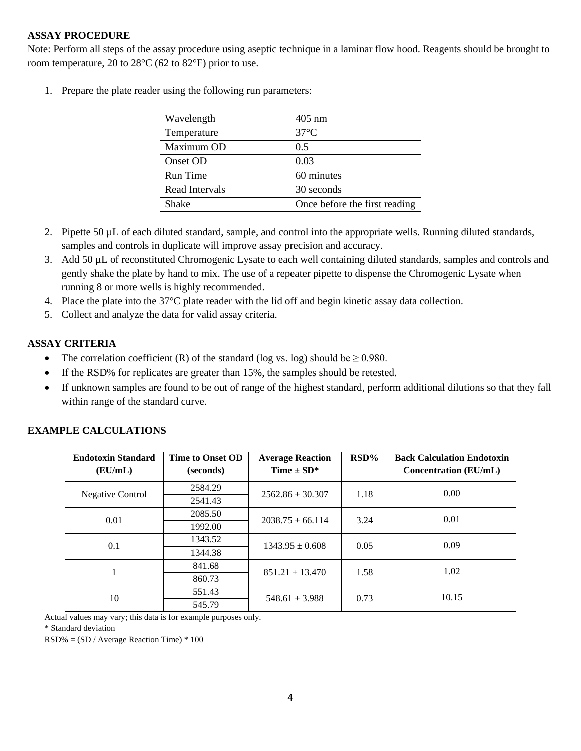## ASSAY PROCEDURE

Note: Perform all steps of the assay procedure using aseptic technique in a laminar flow hood. Reagents should be brought to room temperature, 20 to 28°C (62 to 82°F) prior to use.

1. Prepare the plate reader using the following run parameters:

| Wavelength | 405 nm |
|---|---|
| Temperature | 37°C |
| Maximum OD | 0.5 |
| Onset OD | 0.03 |
| Run Time | 60 minutes |
| Read Intervals | 30 seconds |
| Shake | Once before the first reading |

2. Pipette 50 µL of each diluted standard, sample, and control into the appropriate wells. Running diluted standards, samples and controls in duplicate will improve assay precision and accuracy.
3. Add 50 µL of reconstituted Chromogenic Lysate to each well containing diluted standards, samples and controls and gently shake the plate by hand to mix. The use of a repeater pipette to dispense the Chromogenic Lysate when running 8 or more wells is highly recommended.
4. Place the plate into the 37°C plate reader with the lid off and begin kinetic assay data collection.
5. Collect and analyze the data for valid assay criteria.

## ASSAY CRITERIA

- The correlation coefficient (R) of the standard (log vs. log) should be ≥ 0.980.
- If the RSD% for replicates are greater than 15%, the samples should be retested.
- If unknown samples are found to be out of range of the highest standard, perform additional dilutions so that they fall within range of the standard curve.

## EXAMPLE CALCULATIONS

| Endotoxin Standard (EU/mL) | Time to Onset OD (seconds) | Average Reaction Time ± SD* | RSD% | Back Calculation Endotoxin Concentration (EU/mL) |
|---|---|---|---|---|
| Negative Control | 2584.29 | 2562.86 ± 30.307 | 1.18 | 0.00 |
| | 2541.43 | | | |
| 0.01 | 2085.50 | 2038.75 ± 66.114 | 3.24 | 0.01 |
| | 1992.00 | | | |
| 0.1 | 1343.52 | 1343.95 ± 0.608 | 0.05 | 0.09 |
| | 1344.38 | | | |
| 1 | 841.68 | 851.21 ± 13.470 | 1.58 | 1.02 |
| | 860.73 | | | |
| 10 | 551.43 | 548.61 ± 3.988 | 0.73 | 10.15 |
| | 545.79 | | | |

Actual values may vary; this data is for example purposes only.

* Standard deviation

RSD% = (SD / Average Reaction Time) * 100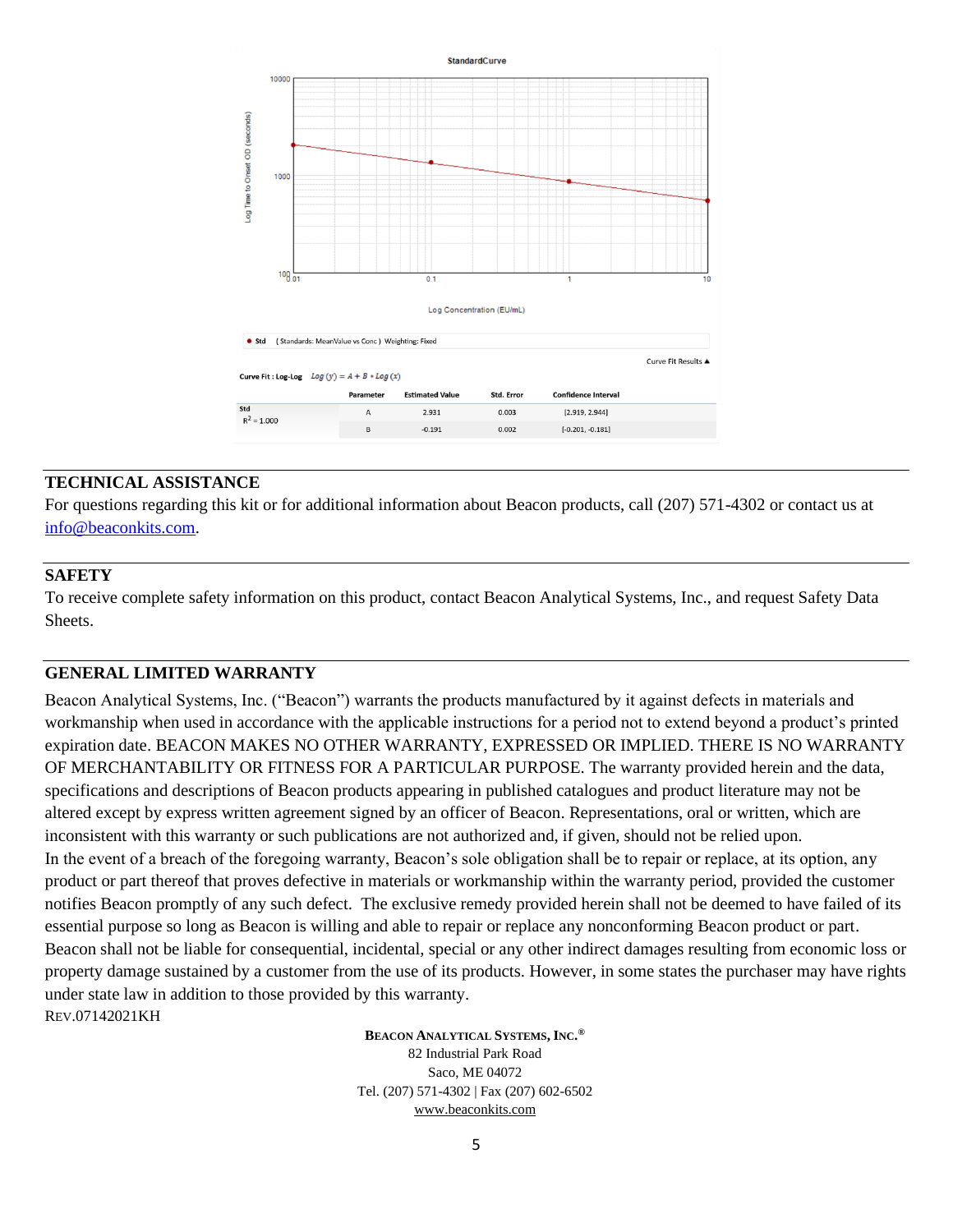StandardCurve

10000

1000

100

0.01

0.1

1

10

Log Time to Onset OD (seconds)

Log Concentration (EU/mL)

● Std ( Standards: MeanValue vs Conc ) Weighting: Fixed

Curve Fit Results ▲

Curve Fit : Log-Log $Log(y) = A + B * Log(x)$

| | Parameter | Estimated Value | Std. Error | Confidence Interval |
|---|---|---|---|---|
| Std $R^2 = 1.000$ | A | 2.931 | 0.003 | [2.919, 2.944] |
| | B | -0.191 | 0.002 | [-0.201, -0.181] |

## TECHNICAL ASSISTANCE

For questions regarding this kit or for additional information about Beacon products, call (207) 571-4302 or contact us at info@beaconkits.com.

## SAFETY

To receive complete safety information on this product, contact Beacon Analytical Systems, Inc., and request Safety Data Sheets.

## GENERAL LIMITED WARRANTY

Beacon Analytical Systems, Inc. ("Beacon") warrants the products manufactured by it against defects in materials and workmanship when used in accordance with the applicable instructions for a period not to extend beyond a product's printed expiration date. BEACON MAKES NO OTHER WARRANTY, EXPRESSED OR IMPLIED. THERE IS NO WARRANTY OF MERCHANTABILITY OR FITNESS FOR A PARTICULAR PURPOSE. The warranty provided herein and the data, specifications and descriptions of Beacon products appearing in published catalogues and product literature may not be altered except by express written agreement signed by an officer of Beacon. Representations, oral or written, which are inconsistent with this warranty or such publications are not authorized and, if given, should not be relied upon.
In the event of a breach of the foregoing warranty, Beacon's sole obligation shall be to repair or replace, at its option, any product or part thereof that proves defective in materials or workmanship within the warranty period, provided the customer notifies Beacon promptly of any such defect. The exclusive remedy provided herein shall not be deemed to have failed of its essential purpose so long as Beacon is willing and able to repair or replace any nonconforming Beacon product or part. Beacon shall not be liable for consequential, incidental, special or any other indirect damages resulting from economic loss or property damage sustained by a customer from the use of its products. However, in some states the purchaser may have rights under state law in addition to those provided by this warranty.
REV.07142021KH

**BEACON ANALYTICAL SYSTEMS, INC.®**
82 Industrial Park Road
Saco, ME 04072
Tel. (207) 571-4302 | Fax (207) 602-6502
www.beaconkits.com